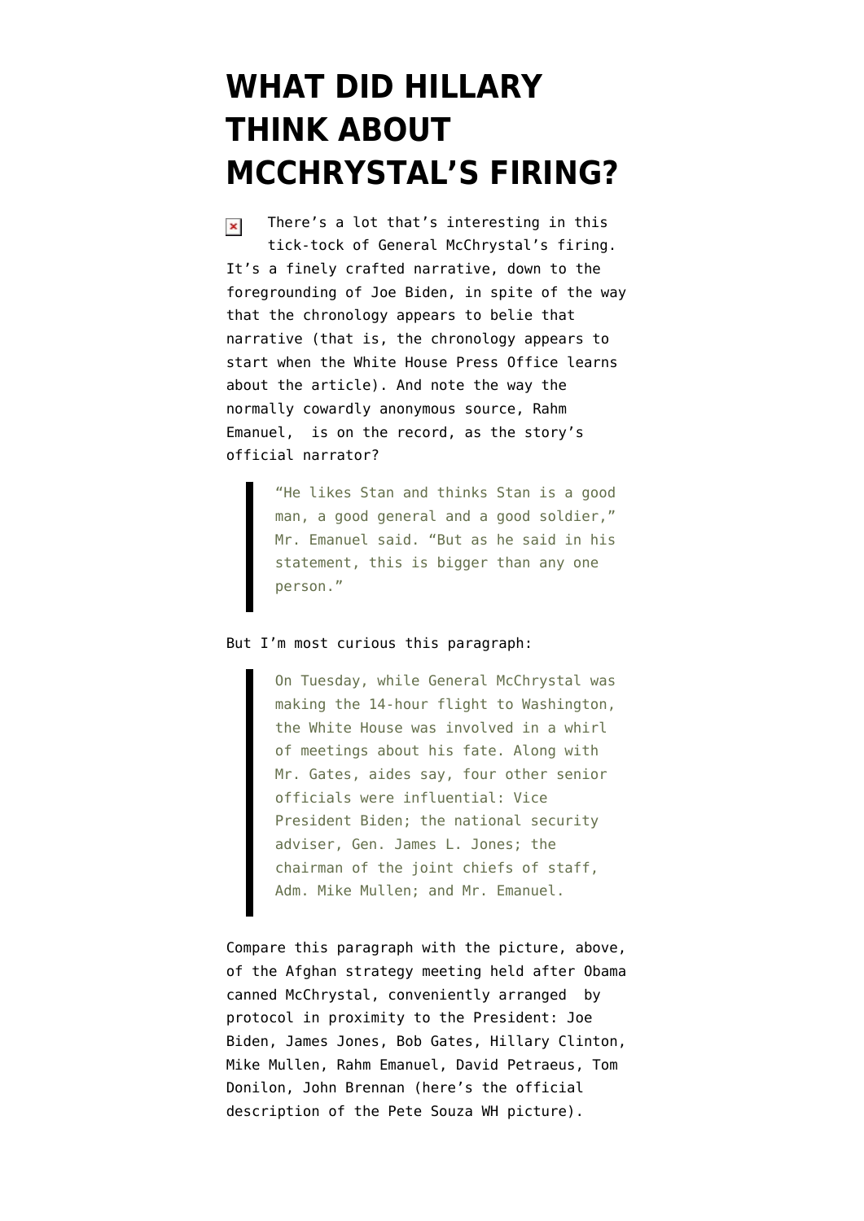# WHAT DID HILLARY THINK ABOUT MCCHRYSTAL'S FIRING?

There's a lot that's interesting in this tick-tock of General McChrystal's firing. It's a finely crafted narrative, down to the foregrounding of Joe Biden, in spite of the way that the chronology appears to belie that narrative (that is, the chronology appears to start when the White House Press Office learns about the article). And note the way the normally cowardly anonymous source, Rahm Emanuel, is on the record, as the story's official narrator?

> "He likes Stan and thinks Stan is a good man, a good general and a good soldier," Mr. Emanuel said. "But as he said in his statement, this is bigger than any one person."

But I'm most curious this paragraph:

> On Tuesday, while General McChrystal was making the 14-hour flight to Washington, the White House was involved in a whirl of meetings about his fate. Along with Mr. Gates, aides say, four other senior officials were influential: Vice President Biden; the national security adviser, Gen. James L. Jones; the chairman of the joint chiefs of staff, Adm. Mike Mullen; and Mr. Emanuel.

Compare this paragraph with the picture, above, of the Afghan strategy meeting held after Obama canned McChrystal, conveniently arranged by protocol in proximity to the President: Joe Biden, James Jones, Bob Gates, Hillary Clinton, Mike Mullen, Rahm Emanuel, David Petraeus, Tom Donilon, John Brennan (here's the official description of the Pete Souza WH picture).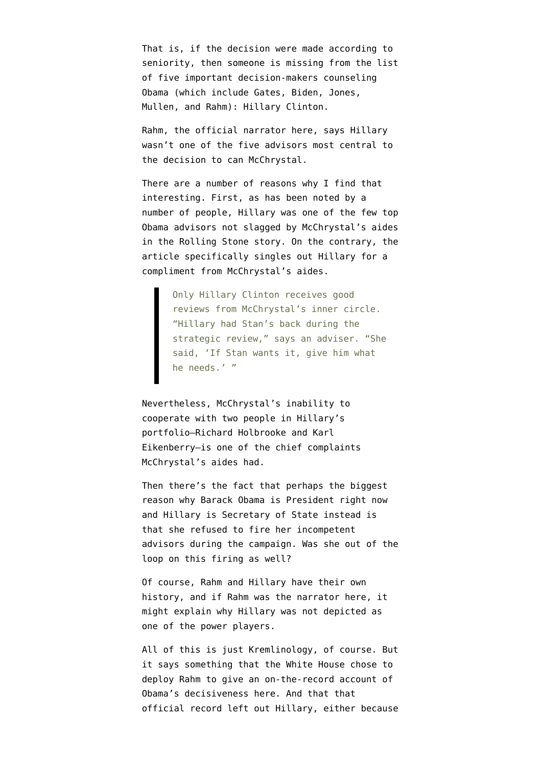That is, if the decision were made according to seniority, then someone is missing from the list of five important decision-makers counseling Obama (which include Gates, Biden, Jones, Mullen, and Rahm): Hillary Clinton.

Rahm, the official narrator here, says Hillary wasn't one of the five advisors most central to the decision to can McChrystal.

There are a number of reasons why I find that interesting. First, as has been noted by a number of people, Hillary was one of the few top Obama advisors not slagged by McChrystal's aides in the Rolling Stone story. On the contrary, the article specifically singles out Hillary for a compliment from McChrystal's aides.

> Only Hillary Clinton receives good reviews from McChrystal's inner circle. "Hillary had Stan's back during the strategic review," says an adviser. "She said, 'If Stan wants it, give him what he needs.' "

Nevertheless, McChrystal's inability to cooperate with two people in Hillary's portfolio–Richard Holbrooke and Karl Eikenberry–is one of the chief complaints McChrystal's aides had.

Then there's the fact that perhaps the biggest reason why Barack Obama is President right now and Hillary is Secretary of State instead is that she refused to fire her incompetent advisors during the campaign. Was she out of the loop on this firing as well?

Of course, Rahm and Hillary have their own history, and if Rahm was the narrator here, it might explain why Hillary was not depicted as one of the power players.

All of this is just Kremlinology, of course. But it says something that the White House chose to deploy Rahm to give an on-the-record account of Obama's decisiveness here. And that that official record left out Hillary, either because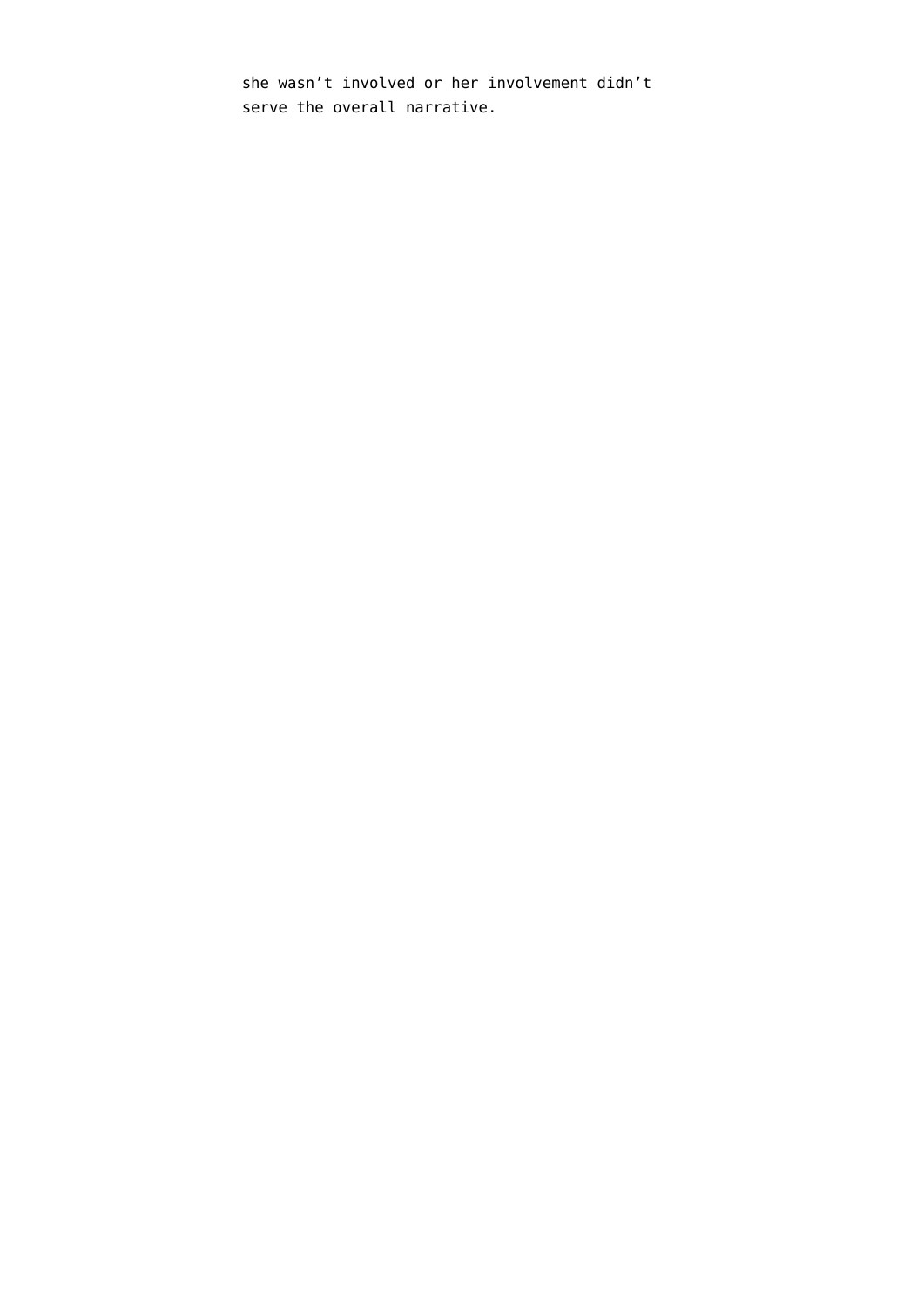she wasn’t involved or her involvement didn’t serve the overall narrative.